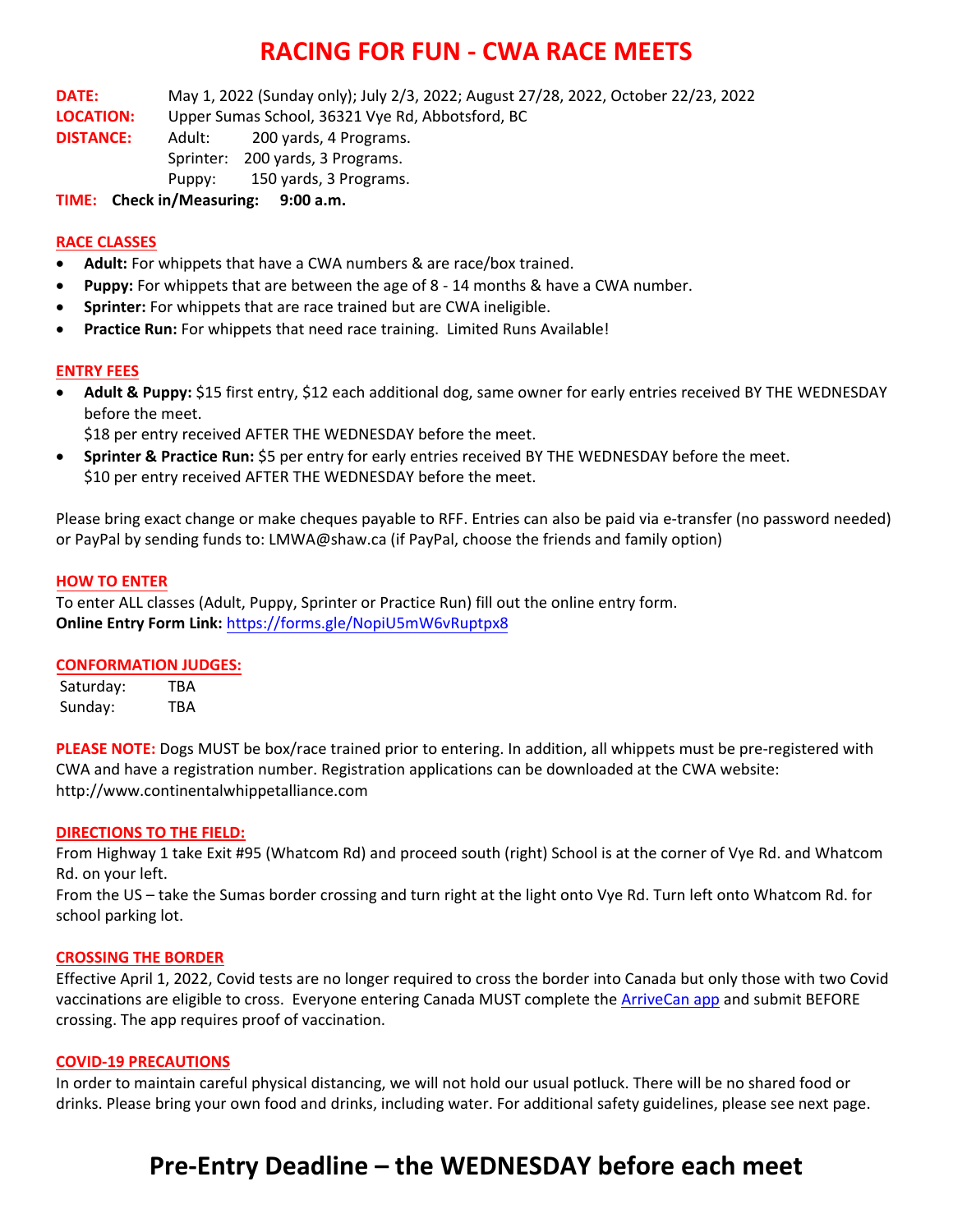# RACING FOR FUN - CWA RACE MEETS

**DATE:** May 1, 2022 (Sunday only); July 2/3, 2022; August 27/28, 2022, October 22/23, 2022
**LOCATION:** Upper Sumas School, 36321 Vye Rd, Abbotsford, BC
**DISTANCE:** Adult: 200 yards, 4 Programs.
Sprinter: 200 yards, 3 Programs.
Puppy: 150 yards, 3 Programs.
**TIME:** **Check in/Measuring: 9:00 a.m.**

## RACE CLASSES

- **Adult:** For whippets that have a CWA numbers & are race/box trained.
- **Puppy:** For whippets that are between the age of 8 - 14 months & have a CWA number.
- **Sprinter:** For whippets that are race trained but are CWA ineligible.
- **Practice Run:** For whippets that need race training. Limited Runs Available!

## ENTRY FEES

- **Adult & Puppy:** $15 first entry, $12 each additional dog, same owner for early entries received BY THE WEDNESDAY before the meet.
  $18 per entry received AFTER THE WEDNESDAY before the meet.
- **Sprinter & Practice Run:** $5 per entry for early entries received BY THE WEDNESDAY before the meet.
  $10 per entry received AFTER THE WEDNESDAY before the meet.

Please bring exact change or make cheques payable to RFF. Entries can also be paid via e-transfer (no password needed) or PayPal by sending funds to: LMWA@shaw.ca (if PayPal, choose the friends and family option)

## HOW TO ENTER

To enter ALL classes (Adult, Puppy, Sprinter or Practice Run) fill out the online entry form.
**Online Entry Form Link:** https://forms.gle/NopiU5mW6vRuptpx8

## CONFORMATION JUDGES:

Saturday: TBA
Sunday: TBA

**PLEASE NOTE:** Dogs MUST be box/race trained prior to entering. In addition, all whippets must be pre-registered with CWA and have a registration number. Registration applications can be downloaded at the CWA website: http://www.continentalwhippetalliance.com

## DIRECTIONS TO THE FIELD:

From Highway 1 take Exit #95 (Whatcom Rd) and proceed south (right) School is at the corner of Vye Rd. and Whatcom Rd. on your left.
From the US – take the Sumas border crossing and turn right at the light onto Vye Rd. Turn left onto Whatcom Rd. for school parking lot.

## CROSSING THE BORDER

Effective April 1, 2022, Covid tests are no longer required to cross the border into Canada but only those with two Covid vaccinations are eligible to cross. Everyone entering Canada MUST complete the ArriveCan app and submit BEFORE crossing. The app requires proof of vaccination.

## COVID-19 PRECAUTIONS

In order to maintain careful physical distancing, we will not hold our usual potluck. There will be no shared food or drinks. Please bring your own food and drinks, including water. For additional safety guidelines, please see next page.

# Pre-Entry Deadline – the WEDNESDAY before each meet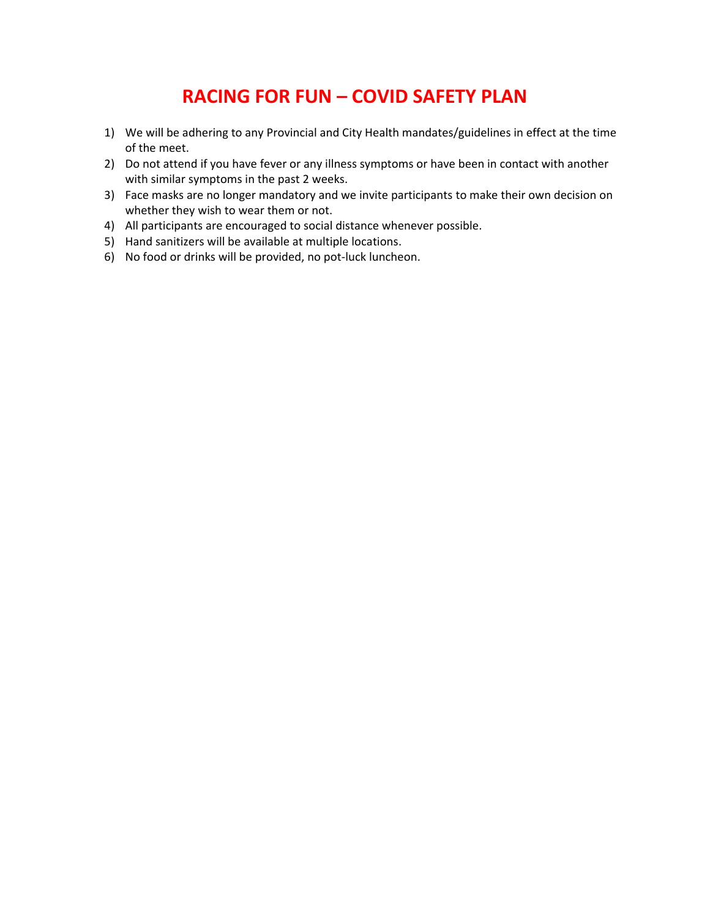# RACING FOR FUN – COVID SAFETY PLAN

1) We will be adhering to any Provincial and City Health mandates/guidelines in effect at the time of the meet.
2) Do not attend if you have fever or any illness symptoms or have been in contact with another with similar symptoms in the past 2 weeks.
3) Face masks are no longer mandatory and we invite participants to make their own decision on whether they wish to wear them or not.
4) All participants are encouraged to social distance whenever possible.
5) Hand sanitizers will be available at multiple locations.
6) No food or drinks will be provided, no pot-luck luncheon.